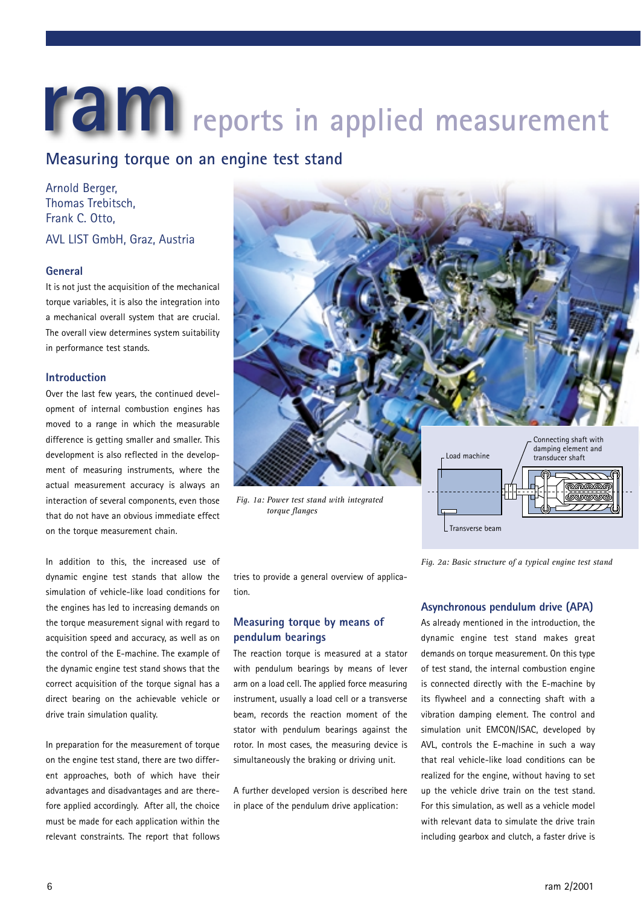# ram reports in applied measurement

## Measuring torque on an engine test stand

Arnold Berger,
Thomas Trebitsch,
Frank C. Otto,

AVL LIST GmbH, Graz, Austria

### General

It is not just the acquisition of the mechanical torque variables, it is also the integration into a mechanical overall system that are crucial. The overall view determines system suitability in performance test stands.

### Introduction

Over the last few years, the continued development of internal combustion engines has moved to a range in which the measurable difference is getting smaller and smaller. This development is also reflected in the development of measuring instruments, where the actual measurement accuracy is always an interaction of several components, even those that do not have an obvious immediate effect on the torque measurement chain.

In addition to this, the increased use of dynamic engine test stands that allow the simulation of vehicle-like load conditions for the engines has led to increasing demands on the torque measurement signal with regard to acquisition speed and accuracy, as well as on the control of the E-machine. The example of the dynamic engine test stand shows that the correct acquisition of the torque signal has a direct bearing on the achievable vehicle or drive train simulation quality.

In preparation for the measurement of torque on the engine test stand, there are two different approaches, both of which have their advantages and disadvantages and are therefore applied accordingly. After all, the choice must be made for each application within the relevant constraints. The report that follows tries to provide a general overview of application.

*Fig. 1a: Power test stand with integrated torque flanges*

Load machine

Connecting shaft with damping element and transducer shaft

Transverse beam

*Fig. 2a: Basic structure of a typical engine test stand*

### Measuring torque by means of pendulum bearings

The reaction torque is measured at a stator with pendulum bearings by means of lever arm on a load cell. The applied force measuring instrument, usually a load cell or a transverse beam, records the reaction moment of the stator with pendulum bearings against the rotor. In most cases, the measuring device is simultaneously the braking or driving unit.

A further developed version is described here in place of the pendulum drive application:

### Asynchronous pendulum drive (APA)

As already mentioned in the introduction, the dynamic engine test stand makes great demands on torque measurement. On this type of test stand, the internal combustion engine is connected directly with the E-machine by its flywheel and a connecting shaft with a vibration damping element. The control and simulation unit EMCON/ISAC, developed by AVL, controls the E-machine in such a way that real vehicle-like load conditions can be realized for the engine, without having to set up the vehicle drive train on the test stand. For this simulation, as well as a vehicle model with relevant data to simulate the drive train including gearbox and clutch, a faster drive is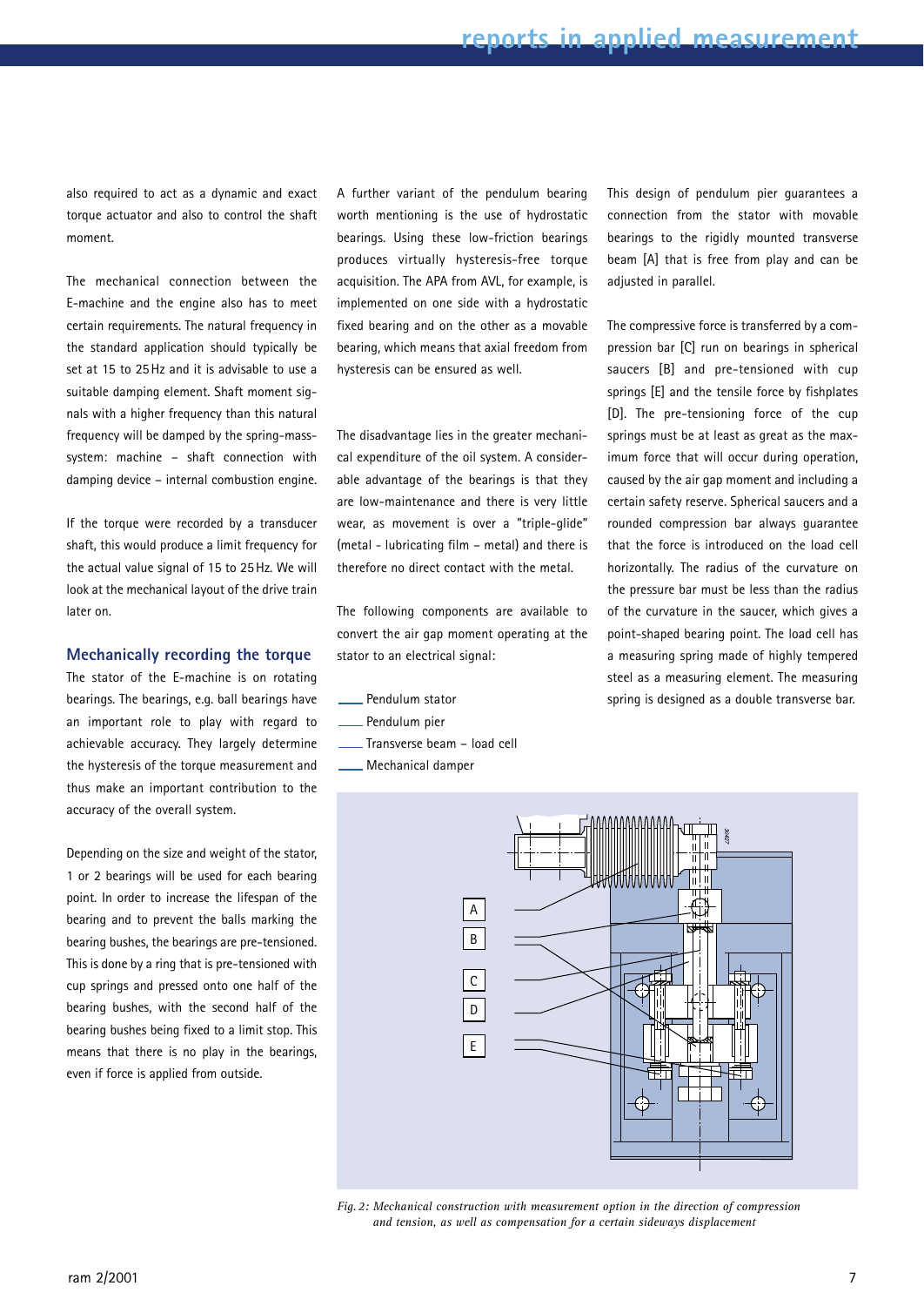also required to act as a dynamic and exact torque actuator and also to control the shaft moment.

The mechanical connection between the E-machine and the engine also has to meet certain requirements. The natural frequency in the standard application should typically be set at 15 to 25 Hz and it is advisable to use a suitable damping element. Shaft moment signals with a higher frequency than this natural frequency will be damped by the spring-mass-system: machine – shaft connection with damping device – internal combustion engine.

If the torque were recorded by a transducer shaft, this would produce a limit frequency for the actual value signal of 15 to 25 Hz. We will look at the mechanical layout of the drive train later on.

## Mechanically recording the torque

The stator of the E-machine is on rotating bearings. The bearings, e.g. ball bearings have an important role to play with regard to achievable accuracy. They largely determine the hysteresis of the torque measurement and thus make an important contribution to the accuracy of the overall system.

Depending on the size and weight of the stator, 1 or 2 bearings will be used for each bearing point. In order to increase the lifespan of the bearing and to prevent the balls marking the bearing bushes, the bearings are pre-tensioned. This is done by a ring that is pre-tensioned with cup springs and pressed onto one half of the bearing bushes, with the second half of the bearing bushes being fixed to a limit stop. This means that there is no play in the bearings, even if force is applied from outside.

A further variant of the pendulum bearing worth mentioning is the use of hydrostatic bearings. Using these low-friction bearings produces virtually hysteresis-free torque acquisition. The APA from AVL, for example, is implemented on one side with a hydrostatic fixed bearing and on the other as a movable bearing, which means that axial freedom from hysteresis can be ensured as well.

The disadvantage lies in the greater mechanical expenditure of the oil system. A considerable advantage of the bearings is that they are low-maintenance and there is very little wear, as movement is over a "triple-glide" (metal - lubricating film – metal) and there is therefore no direct contact with the metal.

The following components are available to convert the air gap moment operating at the stator to an electrical signal:

- Pendulum stator
- Pendulum pier
- Transverse beam – load cell
- Mechanical damper

This design of pendulum pier guarantees a connection from the stator with movable bearings to the rigidly mounted transverse beam [A] that is free from play and can be adjusted in parallel.

The compressive force is transferred by a compression bar [C] run on bearings in spherical saucers [B] and pre-tensioned with cup springs [E] and the tensile force by fishplates [D]. The pre-tensioning force of the cup springs must be at least as great as the maximum force that will occur during operation, caused by the air gap moment and including a certain safety reserve. Spherical saucers and a rounded compression bar always guarantee that the force is introduced on the load cell horizontally. The radius of the curvature on the pressure bar must be less than the radius of the curvature in the saucer, which gives a point-shaped bearing point. The load cell has a measuring spring made of highly tempered steel as a measuring element. The measuring spring is designed as a double transverse bar.

*Fig. 2: Mechanical construction with measurement option in the direction of compression and tension, as well as compensation for a certain sideways displacement*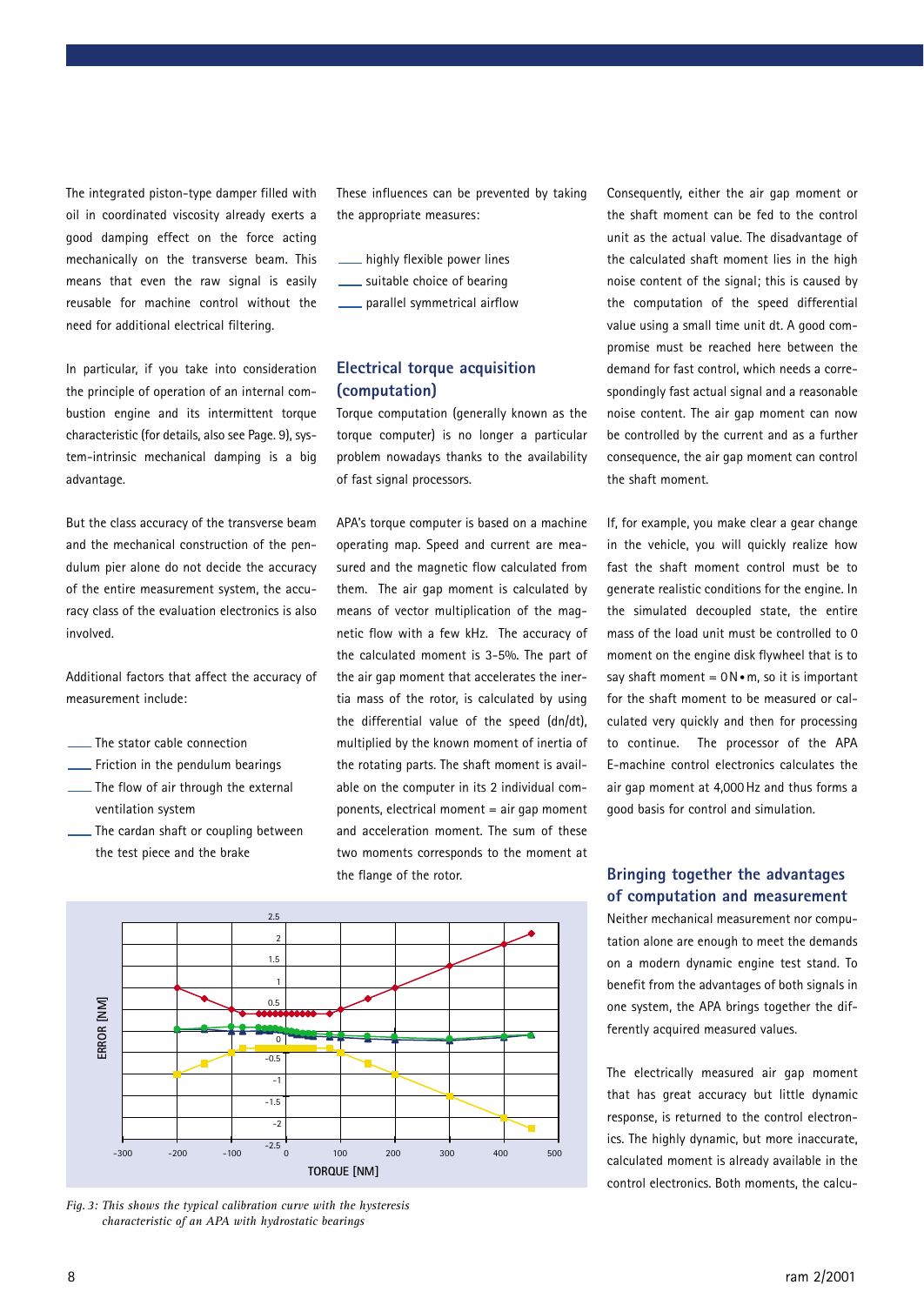The integrated piston-type damper filled with oil in coordinated viscosity already exerts a good damping effect on the force acting mechanically on the transverse beam. This means that even the raw signal is easily reusable for machine control without the need for additional electrical filtering.

In particular, if you take into consideration the principle of operation of an internal combustion engine and its intermittent torque characteristic (for details, also see Page. 9), system-intrinsic mechanical damping is a big advantage.

But the class accuracy of the transverse beam and the mechanical construction of the pendulum pier alone do not decide the accuracy of the entire measurement system, the accuracy class of the evaluation electronics is also involved.

Additional factors that affect the accuracy of measurement include:

- The stator cable connection
- Friction in the pendulum bearings
- The flow of air through the external ventilation system
- The cardan shaft or coupling between the test piece and the brake

These influences can be prevented by taking the appropriate measures:

- highly flexible power lines
- suitable choice of bearing
- parallel symmetrical airflow

## Electrical torque acquisition (computation)

Torque computation (generally known as the torque computer) is no longer a particular problem nowadays thanks to the availability of fast signal processors.

APA's torque computer is based on a machine operating map. Speed and current are measured and the magnetic flow calculated from them. The air gap moment is calculated by means of vector multiplication of the magnetic flow with a few kHz. The accuracy of the calculated moment is 3-5%. The part of the air gap moment that accelerates the inertia mass of the rotor, is calculated by using the differential value of the speed (dn/dt), multiplied by the known moment of inertia of the rotating parts. The shaft moment is available on the computer in its 2 individual components, electrical moment = air gap moment and acceleration moment. The sum of these two moments corresponds to the moment at the flange of the rotor.

Consequently, either the air gap moment or the shaft moment can be fed to the control unit as the actual value. The disadvantage of the calculated shaft moment lies in the high noise content of the signal; this is caused by the computation of the speed differential value using a small time unit dt. A good compromise must be reached here between the demand for fast control, which needs a correspondingly fast actual signal and a reasonable noise content. The air gap moment can now be controlled by the current and as a further consequence, the air gap moment can control the shaft moment.

If, for example, you make clear a gear change in the vehicle, you will quickly realize how fast the shaft moment control must be to generate realistic conditions for the engine. In the simulated decoupled state, the entire mass of the load unit must be controlled to 0 moment on the engine disk flywheel that is to say shaft moment = 0 N•m, so it is important for the shaft moment to be measured or calculated very quickly and then for processing to continue. The processor of the APA E-machine control electronics calculates the air gap moment at 4,000 Hz and thus forms a good basis for control and simulation.

*Fig. 3: This shows the typical calibration curve with the hysteresis characteristic of an APA with hydrostatic bearings*

## Bringing together the advantages of computation and measurement

Neither mechanical measurement nor computation alone are enough to meet the demands on a modern dynamic engine test stand. To benefit from the advantages of both signals in one system, the APA brings together the differently acquired measured values.

The electrically measured air gap moment that has great accuracy but little dynamic response, is returned to the control electronics. The highly dynamic, but more inaccurate, calculated moment is already available in the control electronics. Both moments, the calcu-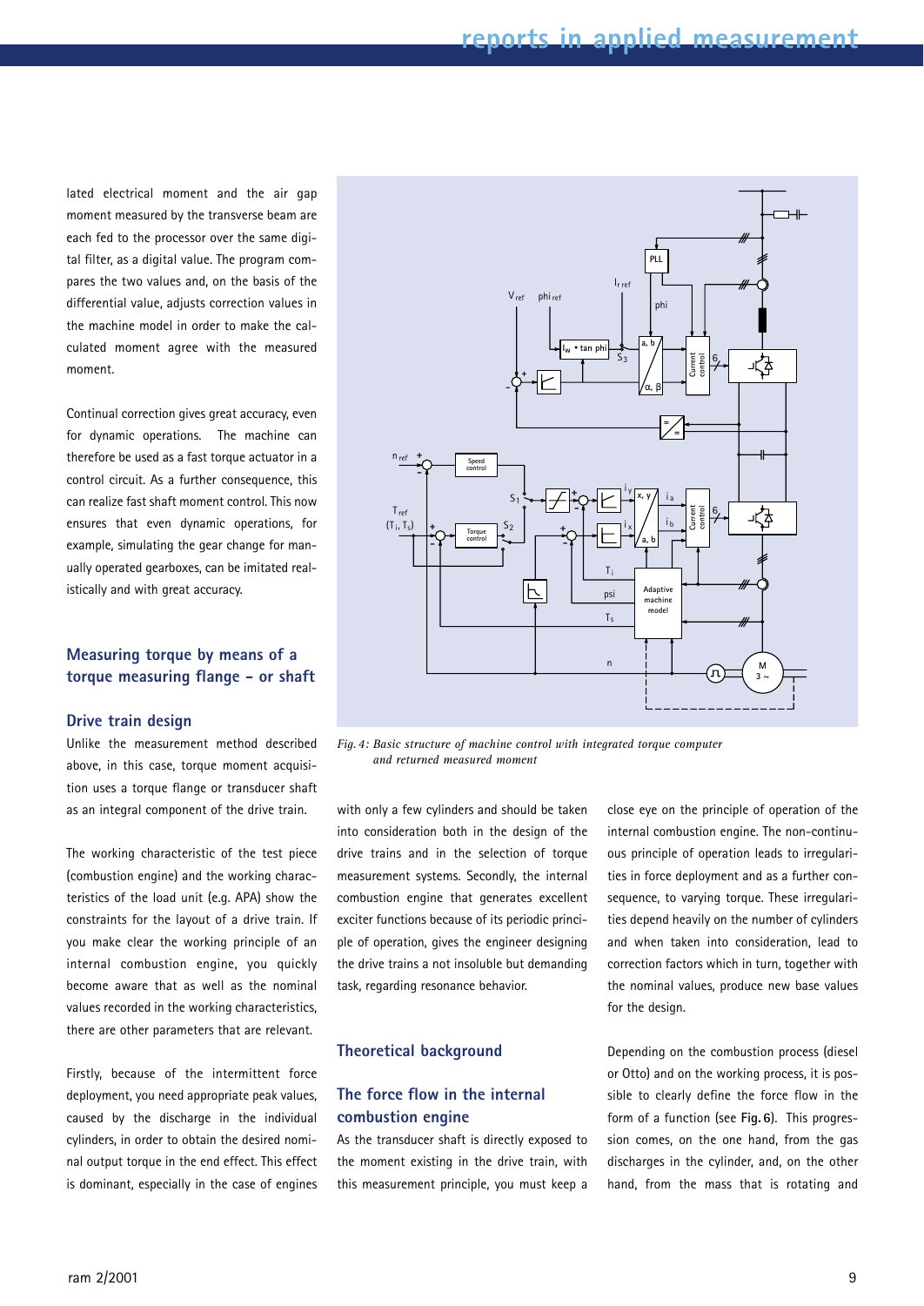lated electrical moment and the air gap moment measured by the transverse beam are each fed to the processor over the same digital filter, as a digital value. The program compares the two values and, on the basis of the differential value, adjusts correction values in the machine model in order to make the calculated moment agree with the measured moment.

Continual correction gives great accuracy, even for dynamic operations. The machine can therefore be used as a fast torque actuator in a control circuit. As a further consequence, this can realize fast shaft moment control. This now ensures that even dynamic operations, for example, simulating the gear change for manually operated gearboxes, can be imitated realistically and with great accuracy.

## Measuring torque by means of a torque measuring flange – or shaft

### Drive train design

Unlike the measurement method described above, in this case, torque moment acquisition uses a torque flange or transducer shaft as an integral component of the drive train.

The working characteristic of the test piece (combustion engine) and the working characteristics of the load unit (e.g. APA) show the constraints for the layout of a drive train. If you make clear the working principle of an internal combustion engine, you quickly become aware that as well as the nominal values recorded in the working characteristics, there are other parameters that are relevant.

Firstly, because of the intermittent force deployment, you need appropriate peak values, caused by the discharge in the individual cylinders, in order to obtain the desired nominal output torque in the end effect. This effect is dominant, especially in the case of engines with only a few cylinders and should be taken into consideration both in the design of the drive trains and in the selection of torque measurement systems. Secondly, the internal combustion engine that generates excellent exciter functions because of its periodic principle of operation, gives the engineer designing the drive trains a not insoluble but demanding task, regarding resonance behavior.

*Fig. 4: Basic structure of machine control with integrated torque computer and returned measured moment*

## Theoretical background

### The force flow in the internal combustion engine

As the transducer shaft is directly exposed to the moment existing in the drive train, with this measurement principle, you must keep a close eye on the principle of operation of the internal combustion engine. The non-continuous principle of operation leads to irregularities in force deployment and as a further consequence, to varying torque. These irregularities depend heavily on the number of cylinders and when taken into consideration, lead to correction factors which in turn, together with the nominal values, produce new base values for the design.

Depending on the combustion process (diesel or Otto) and on the working process, it is possible to clearly define the force flow in the form of a function (see **Fig. 6**). This progression comes, on the one hand, from the gas discharges in the cylinder, and, on the other hand, from the mass that is rotating and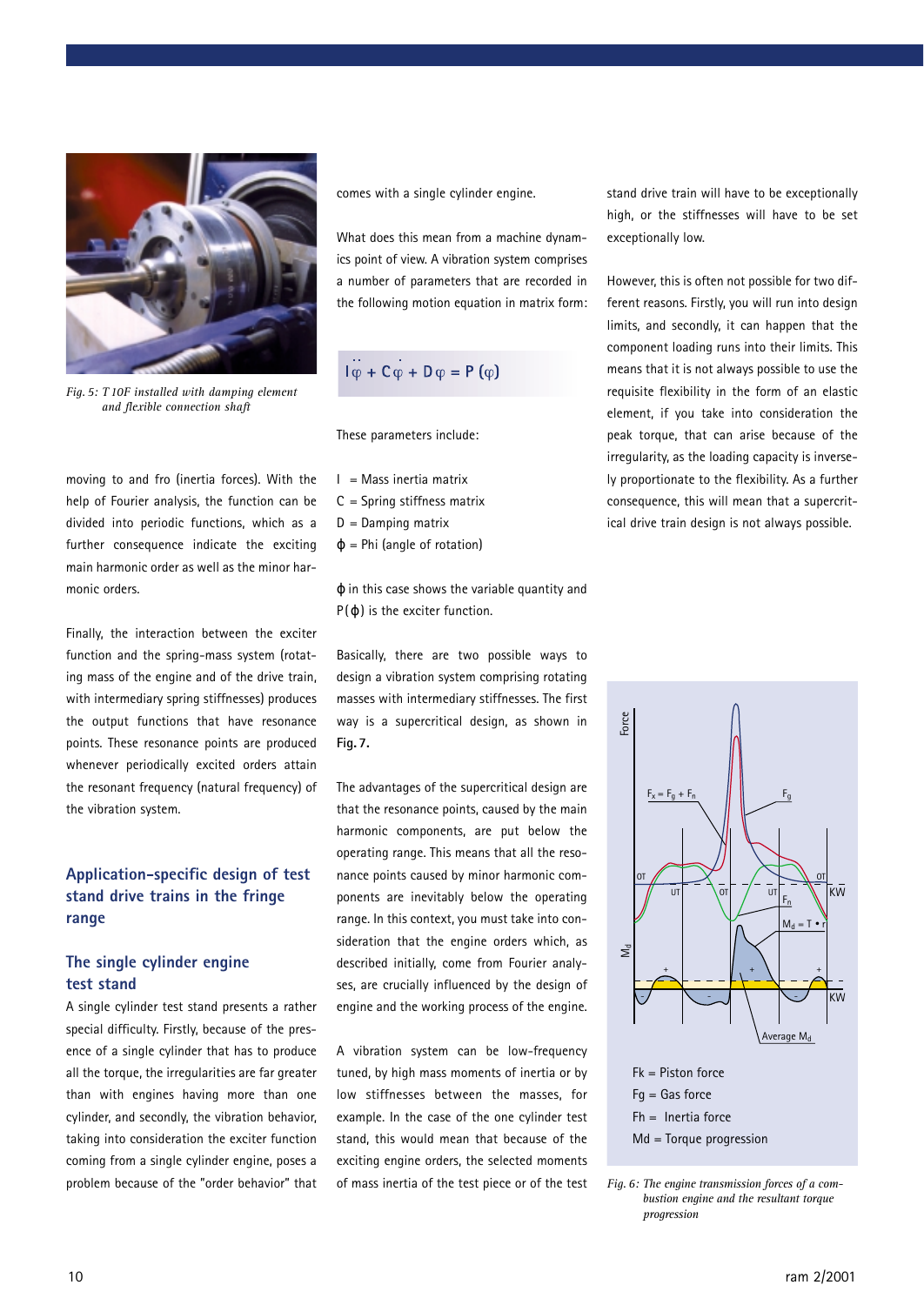*Fig. 5: T 10F installed with damping element and flexible connection shaft*

moving to and fro (inertia forces). With the help of Fourier analysis, the function can be divided into periodic functions, which as a further consequence indicate the exciting main harmonic order as well as the minor harmonic orders.

Finally, the interaction between the exciter function and the spring-mass system (rotating mass of the engine and of the drive train, with intermediary spring stiffnesses) produces the output functions that have resonance points. These resonance points are produced whenever periodically excited orders attain the resonant frequency (natural frequency) of the vibration system.

## Application-specific design of test stand drive trains in the fringe range

### The single cylinder engine test stand

A single cylinder test stand presents a rather special difficulty. Firstly, because of the presence of a single cylinder that has to produce all the torque, the irregularities are far greater than with engines having more than one cylinder, and secondly, the vibration behavior, taking into consideration the exciter function coming from a single cylinder engine, poses a problem because of the "order behavior" that comes with a single cylinder engine.

What does this mean from a machine dynamics point of view. A vibration system comprises a number of parameters that are recorded in the following motion equation in matrix form:

$$I\ddot{\varphi} + C\dot{\varphi} + D\varphi = P(\varphi)$$

These parameters include:

I = Mass inertia matrix
C = Spring stiffness matrix
D = Damping matrix
$\phi$ = Phi (angle of rotation)

$\phi$ in this case shows the variable quantity and $P(\phi)$ is the exciter function.

Basically, there are two possible ways to design a vibration system comprising rotating masses with intermediary stiffnesses. The first way is a supercritical design, as shown in **Fig. 7.**

The advantages of the supercritical design are that the resonance points, caused by the main harmonic components, are put below the operating range. This means that all the resonance points caused by minor harmonic components are inevitably below the operating range. In this context, you must take into consideration that the engine orders which, as described initially, come from Fourier analyses, are crucially influenced by the design of engine and the working process of the engine.

A vibration system can be low-frequency tuned, by high mass moments of inertia or by low stiffnesses between the masses, for example. In the case of the one cylinder test stand, this would mean that because of the exciting engine orders, the selected moments of mass inertia of the test piece or of the test stand drive train will have to be exceptionally high, or the stiffnesses will have to be set exceptionally low.

However, this is often not possible for two different reasons. Firstly, you will run into design limits, and secondly, it can happen that the component loading runs into their limits. This means that it is not always possible to use the requisite flexibility in the form of an elastic element, if you take into consideration the peak torque, that can arise because of the irregularity, as the loading capacity is inversely proportionate to the flexibility. As a further consequence, this will mean that a supercritical drive train design is not always possible.

Fk = Piston force
Fg = Gas force
Fh = Inertia force
Md = Torque progression

*Fig. 6: The engine transmission forces of a combustion engine and the resultant torque progression*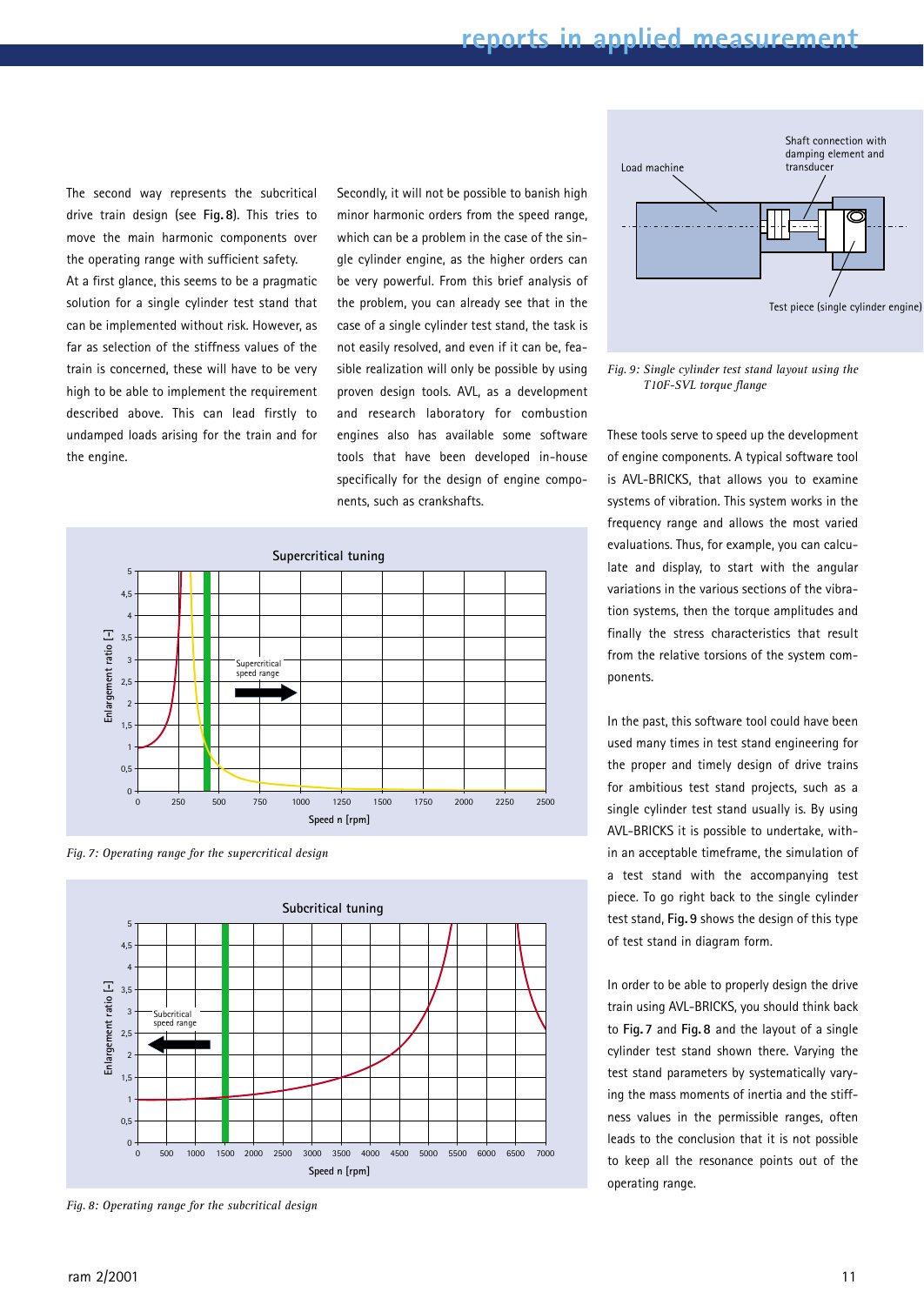The second way represents the subcritical drive train design (see **Fig. 8**). This tries to move the main harmonic components over the operating range with sufficient safety.

At a first glance, this seems to be a pragmatic solution for a single cylinder test stand that can be implemented without risk. However, as far as selection of the stiffness values of the train is concerned, these will have to be very high to be able to implement the requirement described above. This can lead firstly to undamped loads arising for the train and for the engine.

Secondly, it will not be possible to banish high minor harmonic orders from the speed range, which can be a problem in the case of the single cylinder engine, as the higher orders can be very powerful. From this brief analysis of the problem, you can already see that in the case of a single cylinder test stand, the task is not easily resolved, and even if it can be, feasible realization will only be possible by using proven design tools. AVL, as a development and research laboratory for combustion engines also has available some software tools that have been developed in-house specifically for the design of engine components, such as crankshafts.

*Fig. 7: Operating range for the supercritical design*

*Fig. 8: Operating range for the subcritical design*

*Fig. 9: Single cylinder test stand layout using the T10F-SVL torque flange*

These tools serve to speed up the development of engine components. A typical software tool is AVL-BRICKS, that allows you to examine systems of vibration. This system works in the frequency range and allows the most varied evaluations. Thus, for example, you can calculate and display, to start with the angular variations in the various sections of the vibration systems, then the torque amplitudes and finally the stress characteristics that result from the relative torsions of the system components.

In the past, this software tool could have been used many times in test stand engineering for the proper and timely design of drive trains for ambitious test stand projects, such as a single cylinder test stand usually is. By using AVL-BRICKS it is possible to undertake, within an acceptable timeframe, the simulation of a test stand with the accompanying test piece. To go right back to the single cylinder test stand, **Fig. 9** shows the design of this type of test stand in diagram form.

In order to be able to properly design the drive train using AVL-BRICKS, you should think back to **Fig. 7** and **Fig. 8** and the layout of a single cylinder test stand shown there. Varying the test stand parameters by systematically varying the mass moments of inertia and the stiffness values in the permissible ranges, often leads to the conclusion that it is not possible to keep all the resonance points out of the operating range.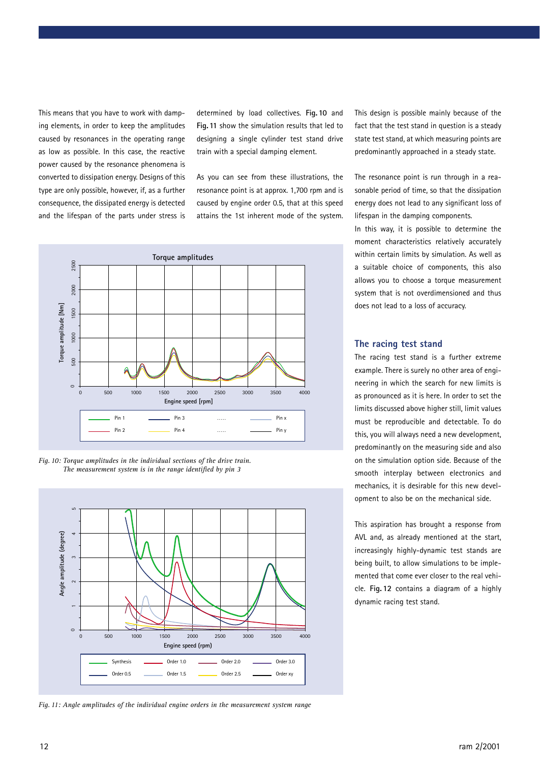This means that you have to work with damping elements, in order to keep the amplitudes caused by resonances in the operating range as low as possible. In this case, the reactive power caused by the resonance phenomena is converted to dissipation energy. Designs of this type are only possible, however, if, as a further consequence, the dissipated energy is detected and the lifespan of the parts under stress is determined by load collectives. **Fig. 10** and **Fig. 11** show the simulation results that led to designing a single cylinder test stand drive train with a special damping element.

As you can see from these illustrations, the resonance point is at approx. 1,700 rpm and is caused by engine order 0.5, that at this speed attains the 1st inherent mode of the system.

*Fig. 10: Torque amplitudes in the individual sections of the drive train. The measurement system is in the range identified by pin 3*

*Fig. 11: Angle amplitudes of the individual engine orders in the measurement system range*

This design is possible mainly because of the fact that the test stand in question is a steady state test stand, at which measuring points are predominantly approached in a steady state.

The resonance point is run through in a reasonable period of time, so that the dissipation energy does not lead to any significant loss of lifespan in the damping components.

In this way, it is possible to determine the moment characteristics relatively accurately within certain limits by simulation. As well as a suitable choice of components, this also allows you to choose a torque measurement system that is not overdimensioned and thus does not lead to a loss of accuracy.

## The racing test stand

The racing test stand is a further extreme example. There is surely no other area of engineering in which the search for new limits is as pronounced as it is here. In order to set the limits discussed above higher still, limit values must be reproducible and detectable. To do this, you will always need a new development, predominantly on the measuring side and also on the simulation option side. Because of the smooth interplay between electronics and mechanics, it is desirable for this new development to also be on the mechanical side.

This aspiration has brought a response from AVL and, as already mentioned at the start, increasingly highly-dynamic test stands are being built, to allow simulations to be implemented that come ever closer to the real vehicle. **Fig. 12** contains a diagram of a highly dynamic racing test stand.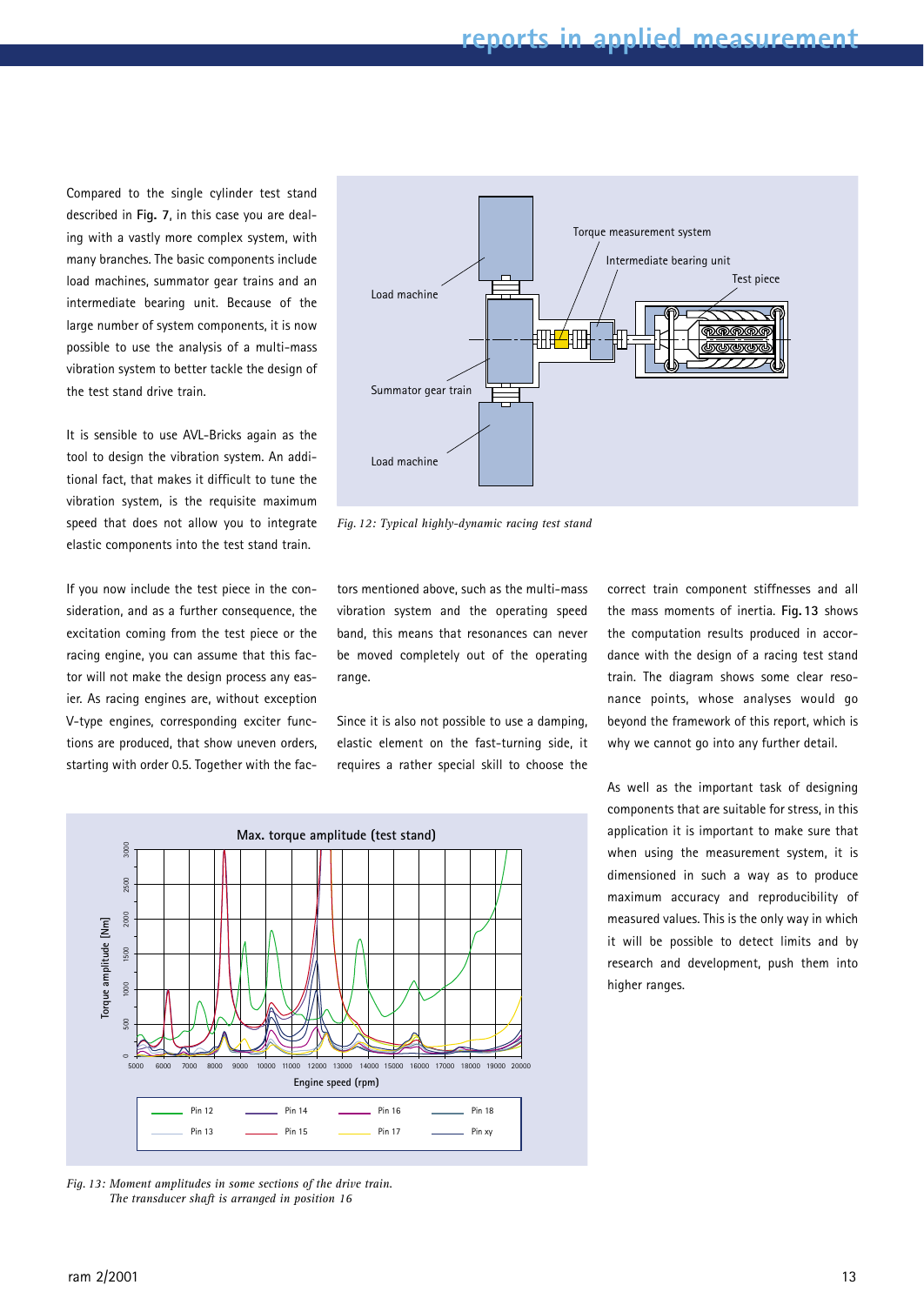Compared to the single cylinder test stand described in **Fig. 7**, in this case you are dealing with a vastly more complex system, with many branches. The basic components include load machines, summator gear trains and an intermediate bearing unit. Because of the large number of system components, it is now possible to use the analysis of a multi-mass vibration system to better tackle the design of the test stand drive train.

It is sensible to use AVL-Bricks again as the tool to design the vibration system. An additional fact, that makes it difficult to tune the vibration system, is the requisite maximum speed that does not allow you to integrate elastic components into the test stand train.

*Fig. 12: Typical highly-dynamic racing test stand*

If you now include the test piece in the consideration, and as a further consequence, the excitation coming from the test piece or the racing engine, you can assume that this factor will not make the design process any easier. As racing engines are, without exception V-type engines, corresponding exciter functions are produced, that show uneven orders, starting with order 0.5. Together with the factors mentioned above, such as the multi-mass vibration system and the operating speed band, this means that resonances can never be moved completely out of the operating range.

Since it is also not possible to use a damping, elastic element on the fast-turning side, it requires a rather special skill to choose the correct train component stiffnesses and all the mass moments of inertia. **Fig. 13** shows the computation results produced in accordance with the design of a racing test stand train. The diagram shows some clear resonance points, whose analyses would go beyond the framework of this report, which is why we cannot go into any further detail.

As well as the important task of designing components that are suitable for stress, in this application it is important to make sure that when using the measurement system, it is dimensioned in such a way as to produce maximum accuracy and reproducibility of measured values. This is the only way in which it will be possible to detect limits and by research and development, push them into higher ranges.

*Fig. 13: Moment amplitudes in some sections of the drive train. The transducer shaft is arranged in position 16*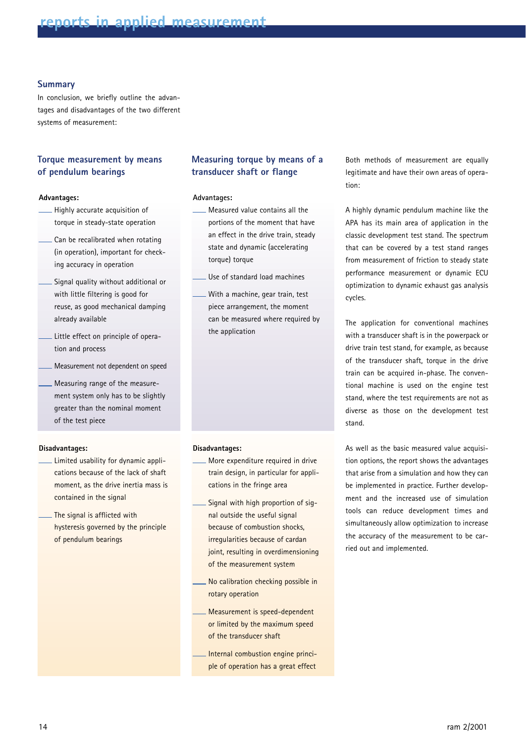## Summary

In conclusion, we briefly outline the advantages and disadvantages of the two different systems of measurement:

### Torque measurement by means of pendulum bearings

**Advantages:**

- Highly accurate acquisition of torque in steady-state operation
- Can be recalibrated when rotating (in operation), important for checking accuracy in operation
- Signal quality without additional or with little filtering is good for reuse, as good mechanical damping already available
- Little effect on principle of operation and process
- Measurement not dependent on speed
- Measuring range of the measurement system only has to be slightly greater than the nominal moment of the test piece

**Disadvantages:**

- Limited usability for dynamic applications because of the lack of shaft moment, as the drive inertia mass is contained in the signal
- The signal is afflicted with hysteresis governed by the principle of pendulum bearings

### Measuring torque by means of a transducer shaft or flange

**Advantages:**

- Measured value contains all the portions of the moment that have an effect in the drive train, steady state and dynamic (accelerating torque) torque
- Use of standard load machines
- With a machine, gear train, test piece arrangement, the moment can be measured where required by the application

**Disadvantages:**

- More expenditure required in drive train design, in particular for applications in the fringe area
- Signal with high proportion of signal outside the useful signal because of combustion shocks, irregularities because of cardan joint, resulting in overdimensioning of the measurement system
- No calibration checking possible in rotary operation
- Measurement is speed-dependent or limited by the maximum speed of the transducer shaft
- Internal combustion engine principle of operation has a great effect

Both methods of measurement are equally legitimate and have their own areas of operation:

A highly dynamic pendulum machine like the APA has its main area of application in the classic development test stand. The spectrum that can be covered by a test stand ranges from measurement of friction to steady state performance measurement or dynamic ECU optimization to dynamic exhaust gas analysis cycles.

The application for conventional machines with a transducer shaft is in the powerpack or drive train test stand, for example, as because of the transducer shaft, torque in the drive train can be acquired in-phase. The conventional machine is used on the engine test stand, where the test requirements are not as diverse as those on the development test stand.

As well as the basic measured value acquisition options, the report shows the advantages that arise from a simulation and how they can be implemented in practice. Further development and the increased use of simulation tools can reduce development times and simultaneously allow optimization to increase the accuracy of the measurement to be carried out and implemented.